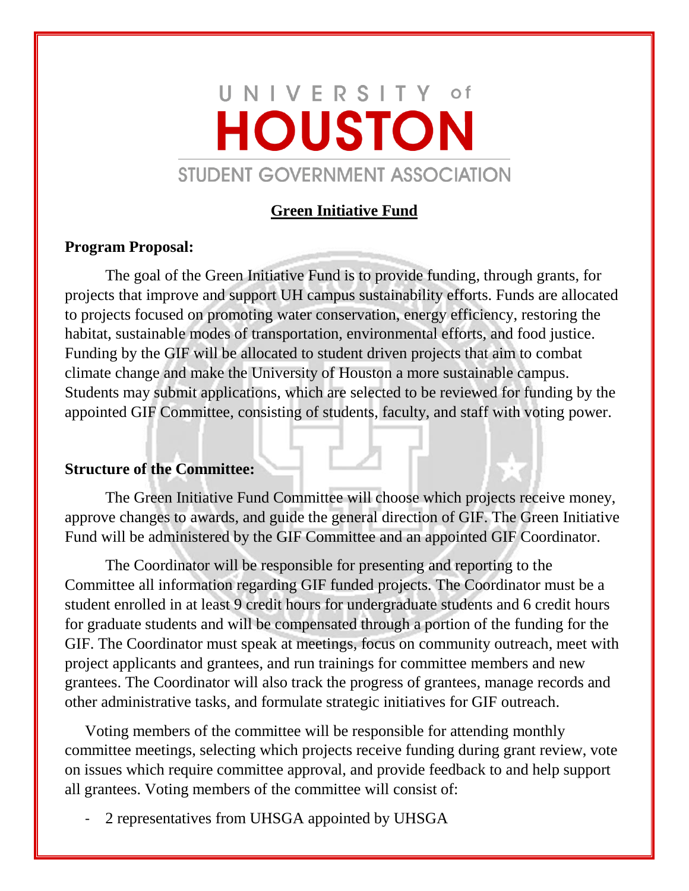# UNIVERSITY of HOUSTON

STUDENT GOVERNMENT ASSOCIATION

## Green Initiative Fund

**Program Proposal:**

The goal of the Green Initiative Fund is to provide funding, through grants, for projects that improve and support UH campus sustainability efforts. Funds are allocated to projects focused on promoting water conservation, energy efficiency, restoring the habitat, sustainable modes of transportation, environmental efforts, and food justice. Funding by the GIF will be allocated to student driven projects that aim to combat climate change and make the University of Houston a more sustainable campus. Students may submit applications, which are selected to be reviewed for funding by the appointed GIF Committee, consisting of students, faculty, and staff with voting power.

**Structure of the Committee:**

The Green Initiative Fund Committee will choose which projects receive money, approve changes to awards, and guide the general direction of GIF. The Green Initiative Fund will be administered by the GIF Committee and an appointed GIF Coordinator.

The Coordinator will be responsible for presenting and reporting to the Committee all information regarding GIF funded projects. The Coordinator must be a student enrolled in at least 9 credit hours for undergraduate students and 6 credit hours for graduate students and will be compensated through a portion of the funding for the GIF. The Coordinator must speak at meetings, focus on community outreach, meet with project applicants and grantees, and run trainings for committee members and new grantees. The Coordinator will also track the progress of grantees, manage records and other administrative tasks, and formulate strategic initiatives for GIF outreach.

Voting members of the committee will be responsible for attending monthly committee meetings, selecting which projects receive funding during grant review, vote on issues which require committee approval, and provide feedback to and help support all grantees. Voting members of the committee will consist of:

- 2 representatives from UHSGA appointed by UHSGA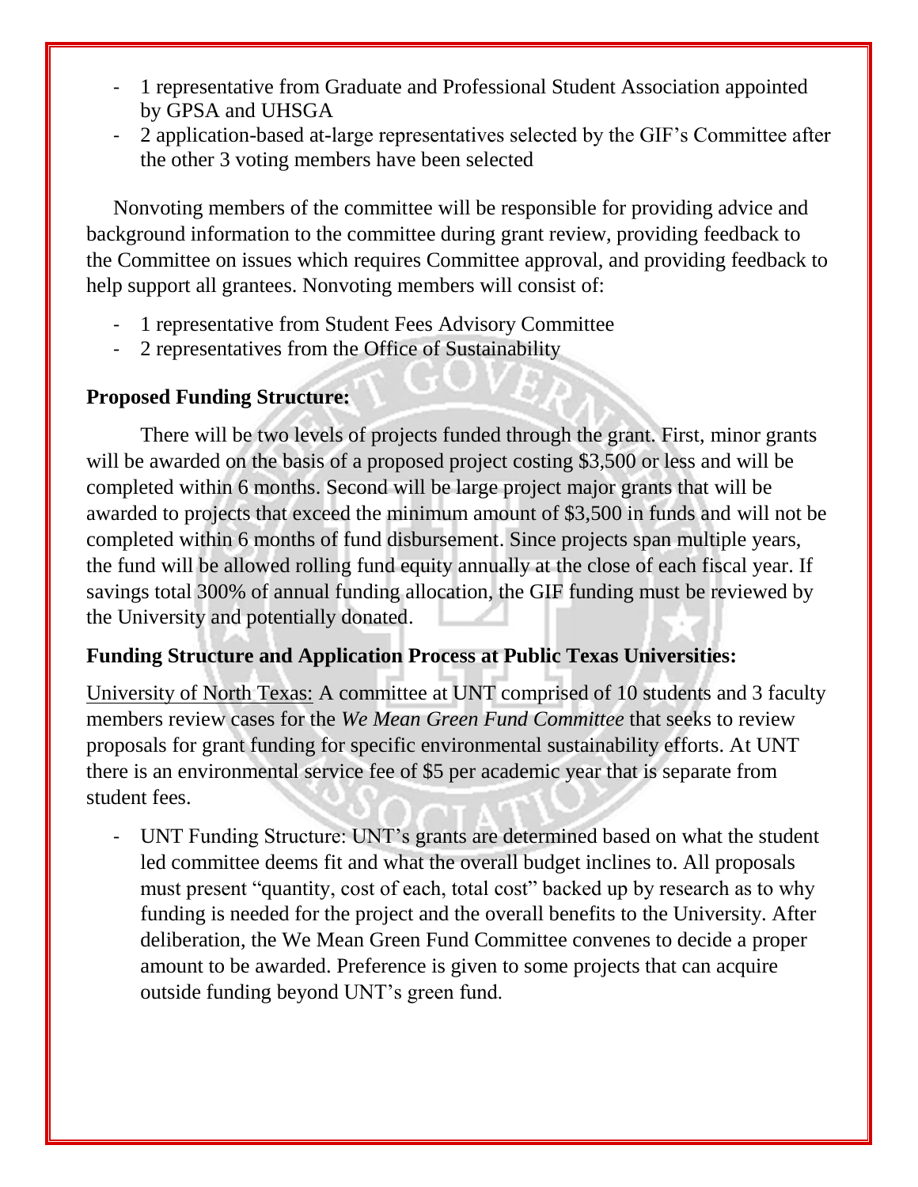- 1 representative from Graduate and Professional Student Association appointed by GPSA and UHSGA
- 2 application-based at-large representatives selected by the GIF's Committee after the other 3 voting members have been selected

Nonvoting members of the committee will be responsible for providing advice and background information to the committee during grant review, providing feedback to the Committee on issues which requires Committee approval, and providing feedback to help support all grantees. Nonvoting members will consist of:

- 1 representative from Student Fees Advisory Committee
- 2 representatives from the Office of Sustainability

**Proposed Funding Structure:**

There will be two levels of projects funded through the grant. First, minor grants will be awarded on the basis of a proposed project costing $3,500 or less and will be completed within 6 months. Second will be large project major grants that will be awarded to projects that exceed the minimum amount of $3,500 in funds and will not be completed within 6 months of fund disbursement. Since projects span multiple years, the fund will be allowed rolling fund equity annually at the close of each fiscal year. If savings total 300% of annual funding allocation, the GIF funding must be reviewed by the University and potentially donated.

**Funding Structure and Application Process at Public Texas Universities:**

University of North Texas: A committee at UNT comprised of 10 students and 3 faculty members review cases for the *We Mean Green Fund Committee* that seeks to review proposals for grant funding for specific environmental sustainability efforts. At UNT there is an environmental service fee of $5 per academic year that is separate from student fees.

- UNT Funding Structure: UNT's grants are determined based on what the student led committee deems fit and what the overall budget inclines to. All proposals must present "quantity, cost of each, total cost" backed up by research as to why funding is needed for the project and the overall benefits to the University. After deliberation, the We Mean Green Fund Committee convenes to decide a proper amount to be awarded. Preference is given to some projects that can acquire outside funding beyond UNT's green fund.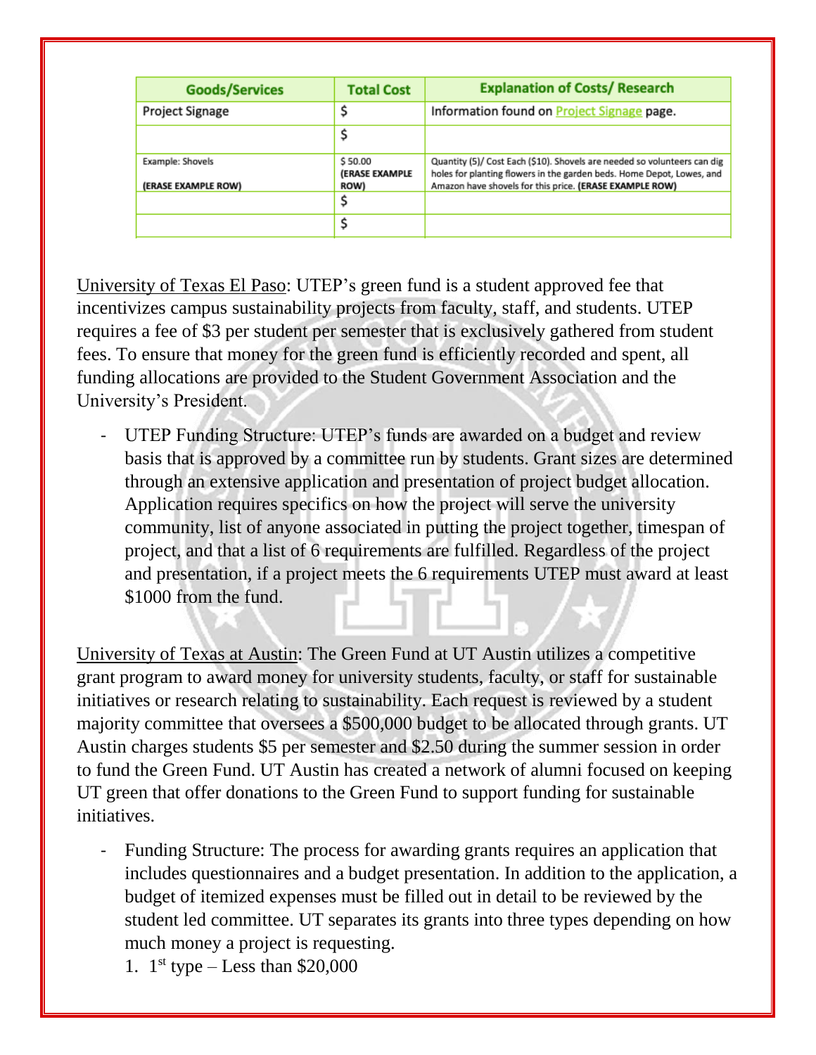| Goods/Services | Total Cost | Explanation of Costs/ Research |
|---|---|---|
| Project Signage | $ | Information found on Project Signage page. |
| | $ | |
| Example: Shovels **(ERASE EXAMPLE ROW)** | $ 50.00 **(ERASE EXAMPLE ROW)** | Quantity (5)/ Cost Each ($10). Shovels are needed so volunteers can dig holes for planting flowers in the garden beds. Home Depot, Lowes, and Amazon have shovels for this price. **(ERASE EXAMPLE ROW)** |
| | $ | |
| | $ | |

University of Texas El Paso: UTEP's green fund is a student approved fee that incentivizes campus sustainability projects from faculty, staff, and students. UTEP requires a fee of $3 per student per semester that is exclusively gathered from student fees. To ensure that money for the green fund is efficiently recorded and spent, all funding allocations are provided to the Student Government Association and the University's President.

- UTEP Funding Structure: UTEP's funds are awarded on a budget and review basis that is approved by a committee run by students. Grant sizes are determined through an extensive application and presentation of project budget allocation. Application requires specifics on how the project will serve the university community, list of anyone associated in putting the project together, timespan of project, and that a list of 6 requirements are fulfilled. Regardless of the project and presentation, if a project meets the 6 requirements UTEP must award at least $1000 from the fund.

University of Texas at Austin: The Green Fund at UT Austin utilizes a competitive grant program to award money for university students, faculty, or staff for sustainable initiatives or research relating to sustainability. Each request is reviewed by a student majority committee that oversees a $500,000 budget to be allocated through grants. UT Austin charges students $5 per semester and $2.50 during the summer session in order to fund the Green Fund. UT Austin has created a network of alumni focused on keeping UT green that offer donations to the Green Fund to support funding for sustainable initiatives.

- Funding Structure: The process for awarding grants requires an application that includes questionnaires and a budget presentation. In addition to the application, a budget of itemized expenses must be filled out in detail to be reviewed by the student led committee. UT separates its grants into three types depending on how much money a project is requesting.
  1. 1st type – Less than $20,000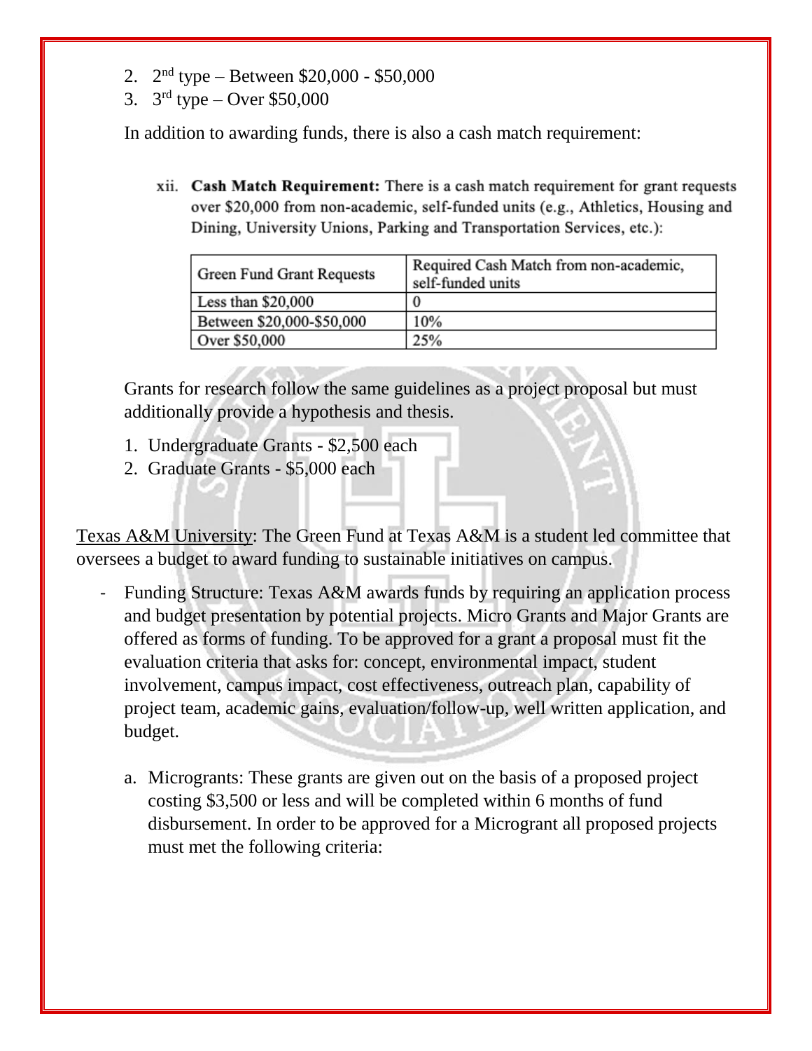2. 2nd type – Between \$20,000 - \$50,000
3. 3rd type – Over \$50,000

In addition to awarding funds, there is also a cash match requirement:

xii. **Cash Match Requirement:** There is a cash match requirement for grant requests over \$20,000 from non-academic, self-funded units (e.g., Athletics, Housing and Dining, University Unions, Parking and Transportation Services, etc.):

| Green Fund Grant Requests | Required Cash Match from non-academic, self-funded units |
|---|---|
| Less than \$20,000 | 0 |
| Between \$20,000-\$50,000 | 10% |
| Over \$50,000 | 25% |

Grants for research follow the same guidelines as a project proposal but must additionally provide a hypothesis and thesis.

1. Undergraduate Grants - \$2,500 each
2. Graduate Grants - \$5,000 each

Texas A&M University: The Green Fund at Texas A&M is a student led committee that oversees a budget to award funding to sustainable initiatives on campus.

- Funding Structure: Texas A&M awards funds by requiring an application process and budget presentation by potential projects. Micro Grants and Major Grants are offered as forms of funding. To be approved for a grant a proposal must fit the evaluation criteria that asks for: concept, environmental impact, student involvement, campus impact, cost effectiveness, outreach plan, capability of project team, academic gains, evaluation/follow-up, well written application, and budget.

  a. Micrograms: These grants are given out on the basis of a proposed project costing \$3,500 or less and will be completed within 6 months of fund disbursement. In order to be approved for a Micrograms all proposed projects must met the following criteria: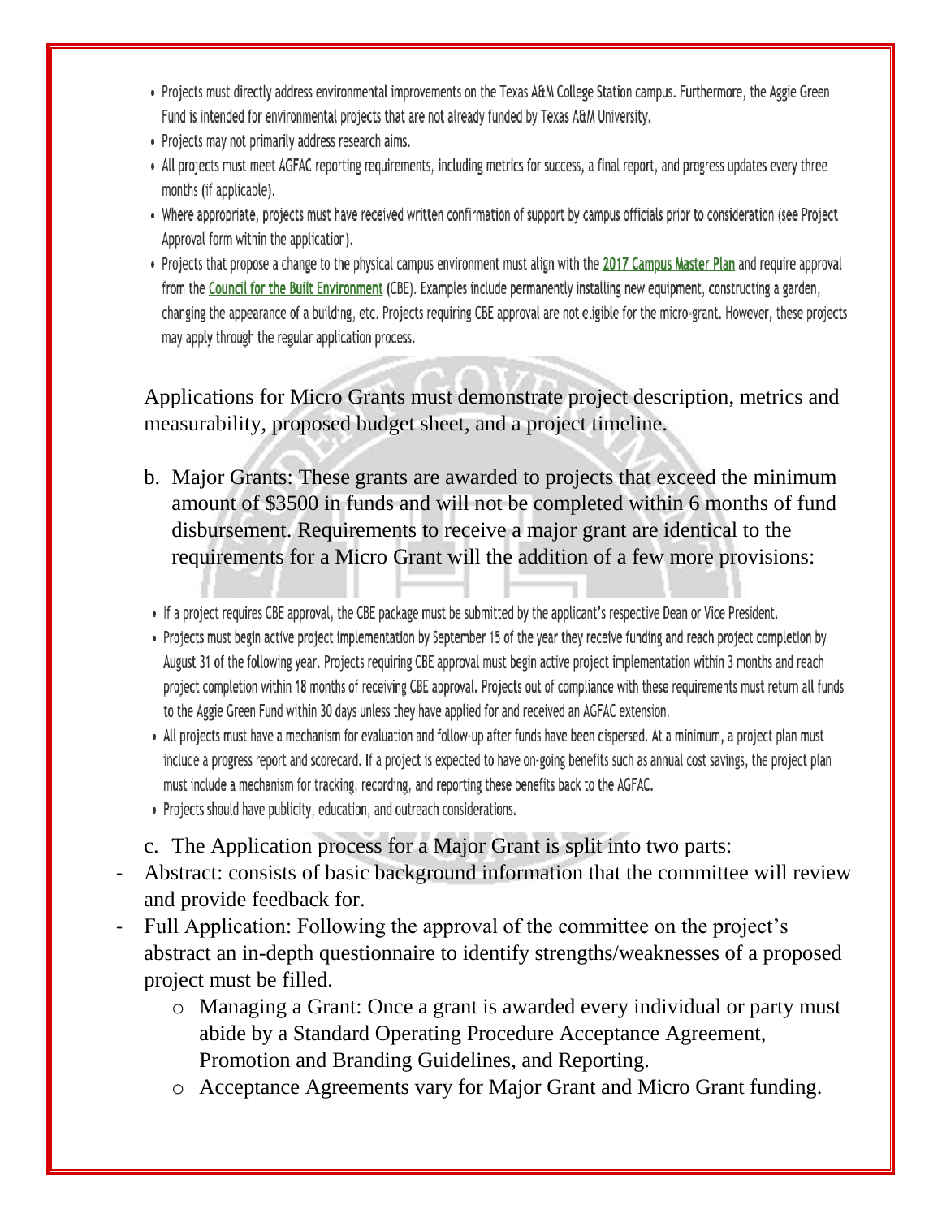- Projects must directly address environmental improvements on the Texas A&M College Station campus. Furthermore, the Aggie Green Fund is intended for environmental projects that are not already funded by Texas A&M University.
- Projects may not primarily address research aims.
- All projects must meet AGFAC reporting requirements, including metrics for success, a final report, and progress updates every three months (if applicable).
- Where appropriate, projects must have received written confirmation of support by campus officials prior to consideration (see Project Approval form within the application).
- Projects that propose a change to the physical campus environment must align with the 2017 Campus Master Plan and require approval from the Council for the Built Environment (CBE). Examples include permanently installing new equipment, constructing a garden, changing the appearance of a building, etc. Projects requiring CBE approval are not eligible for the micro-grant. However, these projects may apply through the regular application process.

Applications for Micro Grants must demonstrate project description, metrics and measurability, proposed budget sheet, and a project timeline.

b. Major Grants: These grants are awarded to projects that exceed the minimum amount of $3500 in funds and will not be completed within 6 months of fund disbursement. Requirements to receive a major grant are identical to the requirements for a Micro Grant will the addition of a few more provisions:

- If a project requires CBE approval, the CBE package must be submitted by the applicant's respective Dean or Vice President.
- Projects must begin active project implementation by September 15 of the year they receive funding and reach project completion by August 31 of the following year. Projects requiring CBE approval must begin active project implementation within 3 months and reach project completion within 18 months of receiving CBE approval. Projects out of compliance with these requirements must return all funds to the Aggie Green Fund within 30 days unless they have applied for and received an AGFAC extension.
- All projects must have a mechanism for evaluation and follow-up after funds have been dispersed. At a minimum, a project plan must include a progress report and scorecard. If a project is expected to have on-going benefits such as annual cost savings, the project plan must include a mechanism for tracking, recording, and reporting these benefits back to the AGFAC.
- Projects should have publicity, education, and outreach considerations.

c. The Application process for a Major Grant is split into two parts:

- Abstract: consists of basic background information that the committee will review and provide feedback for.
- Full Application: Following the approval of the committee on the project's abstract an in-depth questionnaire to identify strengths/weaknesses of a proposed project must be filled.
  - Managing a Grant: Once a grant is awarded every individual or party must abide by a Standard Operating Procedure Acceptance Agreement, Promotion and Branding Guidelines, and Reporting.
  - Acceptance Agreements vary for Major Grant and Micro Grant funding.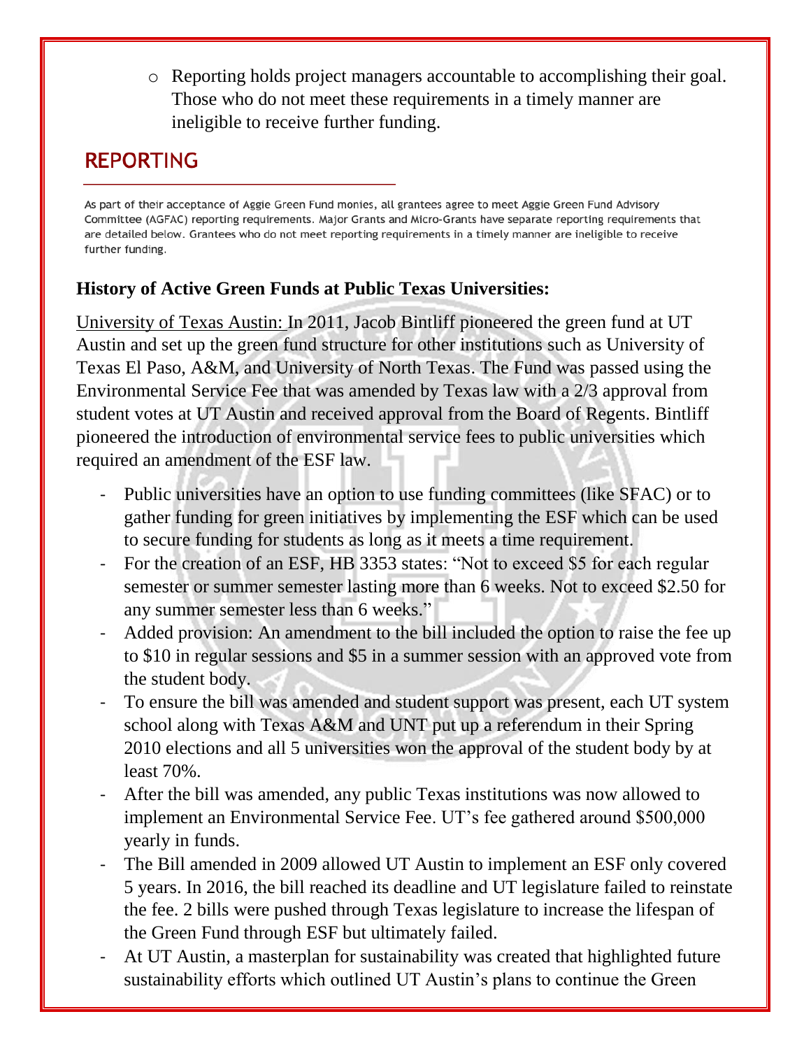- Reporting holds project managers accountable to accomplishing their goal. Those who do not meet these requirements in a timely manner are ineligible to receive further funding.

## REPORTING

As part of their acceptance of Aggie Green Fund monies, all grantees agree to meet Aggie Green Fund Advisory Committee (AGFAC) reporting requirements. Major Grants and Micro-Grants have separate reporting requirements that are detailed below. Grantees who do not meet reporting requirements in a timely manner are ineligible to receive further funding.

**History of Active Green Funds at Public Texas Universities:**

University of Texas Austin: In 2011, Jacob Bintliff pioneered the green fund at UT Austin and set up the green fund structure for other institutions such as University of Texas El Paso, A&M, and University of North Texas. The Fund was passed using the Environmental Service Fee that was amended by Texas law with a 2/3 approval from student votes at UT Austin and received approval from the Board of Regents. Bintliff pioneered the introduction of environmental service fees to public universities which required an amendment of the ESF law.

- Public universities have an option to use funding committees (like SFAC) or to gather funding for green initiatives by implementing the ESF which can be used to secure funding for students as long as it meets a time requirement.
- For the creation of an ESF, HB 3353 states: "Not to exceed $5 for each regular semester or summer semester lasting more than 6 weeks. Not to exceed $2.50 for any summer semester less than 6 weeks."
- Added provision: An amendment to the bill included the option to raise the fee up to $10 in regular sessions and $5 in a summer session with an approved vote from the student body.
- To ensure the bill was amended and student support was present, each UT system school along with Texas A&M and UNT put up a referendum in their Spring 2010 elections and all 5 universities won the approval of the student body by at least 70%.
- After the bill was amended, any public Texas institutions was now allowed to implement an Environmental Service Fee. UT's fee gathered around $500,000 yearly in funds.
- The Bill amended in 2009 allowed UT Austin to implement an ESF only covered 5 years. In 2016, the bill reached its deadline and UT legislature failed to reinstate the fee. 2 bills were pushed through Texas legislature to increase the lifespan of the Green Fund through ESF but ultimately failed.
- At UT Austin, a masterplan for sustainability was created that highlighted future sustainability efforts which outlined UT Austin's plans to continue the Green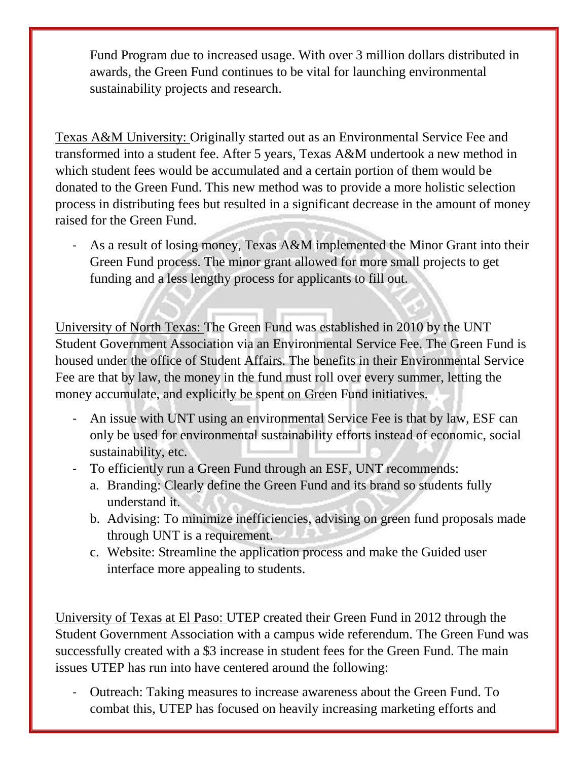Fund Program due to increased usage. With over 3 million dollars distributed in awards, the Green Fund continues to be vital for launching environmental sustainability projects and research.

<u>Texas A&M University:</u> Originally started out as an Environmental Service Fee and transformed into a student fee. After 5 years, Texas A&M undertook a new method in which student fees would be accumulated and a certain portion of them would be donated to the Green Fund. This new method was to provide a more holistic selection process in distributing fees but resulted in a significant decrease in the amount of money raised for the Green Fund.

- As a result of losing money, Texas A&M implemented the Minor Grant into their Green Fund process. The minor grant allowed for more small projects to get funding and a less lengthy process for applicants to fill out.

<u>University of North Texas:</u> The Green Fund was established in 2010 by the UNT Student Government Association via an Environmental Service Fee. The Green Fund is housed under the office of Student Affairs. The benefits in their Environmental Service Fee are that by law, the money in the fund must roll over every summer, letting the money accumulate, and explicitly be spent on Green Fund initiatives.

- An issue with UNT using an environmental Service Fee is that by law, ESF can only be used for environmental sustainability efforts instead of economic, social sustainability, etc.
- To efficiently run a Green Fund through an ESF, UNT recommends:
  a. Branding: Clearly define the Green Fund and its brand so students fully understand it.
  b. Advising: To minimize inefficiencies, advising on green fund proposals made through UNT is a requirement.
  c. Website: Streamline the application process and make the Guided user interface more appealing to students.

<u>University of Texas at El Paso:</u> UTEP created their Green Fund in 2012 through the Student Government Association with a campus wide referendum. The Green Fund was successfully created with a $3 increase in student fees for the Green Fund. The main issues UTEP has run into have centered around the following:

- Outreach: Taking measures to increase awareness about the Green Fund. To combat this, UTEP has focused on heavily increasing marketing efforts and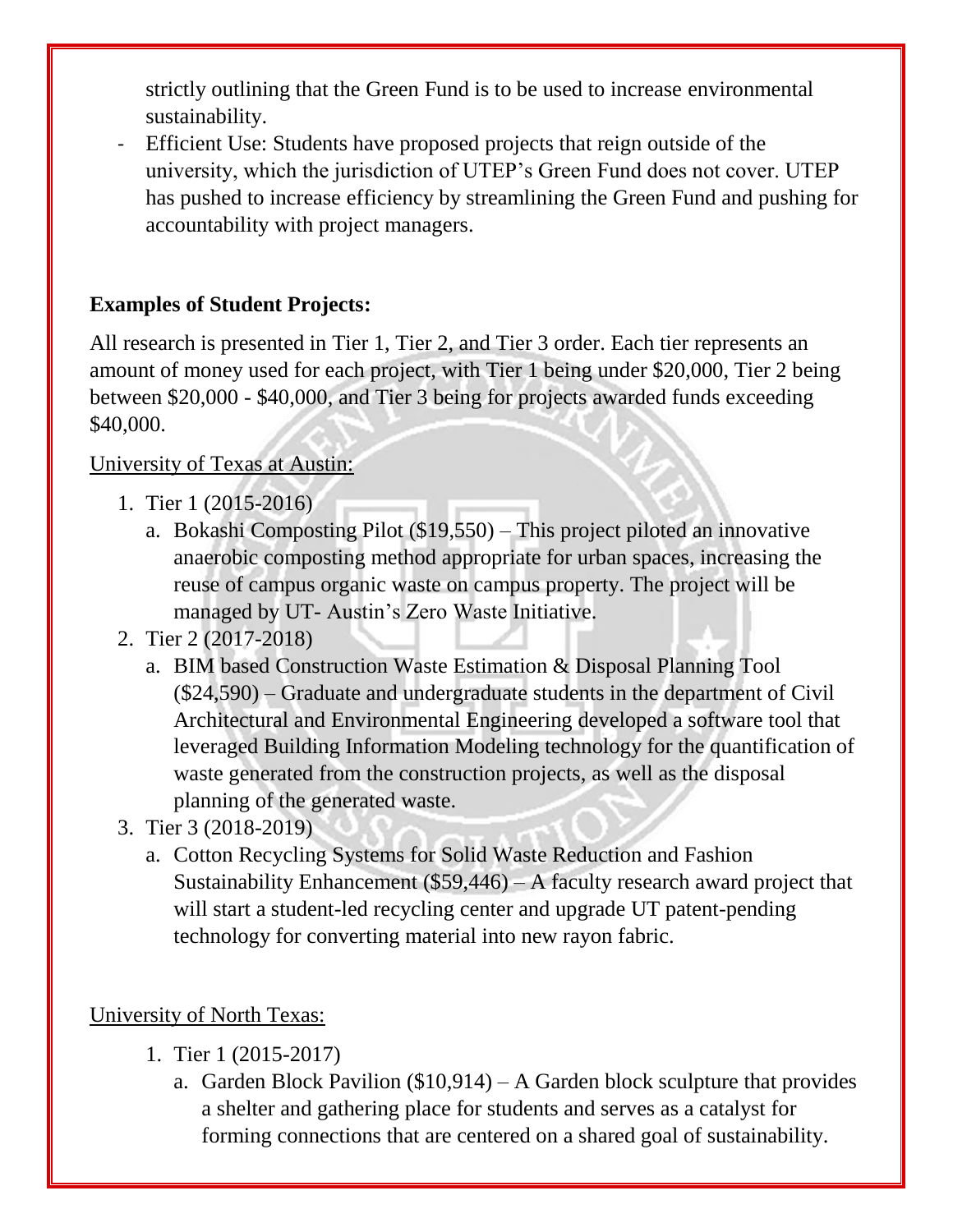strictly outlining that the Green Fund is to be used to increase environmental sustainability.

- Efficient Use: Students have proposed projects that reign outside of the university, which the jurisdiction of UTEP's Green Fund does not cover. UTEP has pushed to increase efficiency by streamlining the Green Fund and pushing for accountability with project managers.

**Examples of Student Projects:**

All research is presented in Tier 1, Tier 2, and Tier 3 order. Each tier represents an amount of money used for each project, with Tier 1 being under $20,000, Tier 2 being between $20,000 - $40,000, and Tier 3 being for projects awarded funds exceeding $40,000.

University of Texas at Austin:

1. Tier 1 (2015-2016)
   a. Bokashi Composting Pilot ($19,550) – This project piloted an innovative anaerobic composting method appropriate for urban spaces, increasing the reuse of campus organic waste on campus property. The project will be managed by UT- Austin's Zero Waste Initiative.
2. Tier 2 (2017-2018)
   a. BIM based Construction Waste Estimation & Disposal Planning Tool ($24,590) – Graduate and undergraduate students in the department of Civil Architectural and Environmental Engineering developed a software tool that leveraged Building Information Modeling technology for the quantification of waste generated from the construction projects, as well as the disposal planning of the generated waste.
3. Tier 3 (2018-2019)
   a. Cotton Recycling Systems for Solid Waste Reduction and Fashion Sustainability Enhancement ($59,446) – A faculty research award project that will start a student-led recycling center and upgrade UT patent-pending technology for converting material into new rayon fabric.

University of North Texas:

1. Tier 1 (2015-2017)
   a. Garden Block Pavilion ($10,914) – A Garden block sculpture that provides a shelter and gathering place for students and serves as a catalyst for forming connections that are centered on a shared goal of sustainability.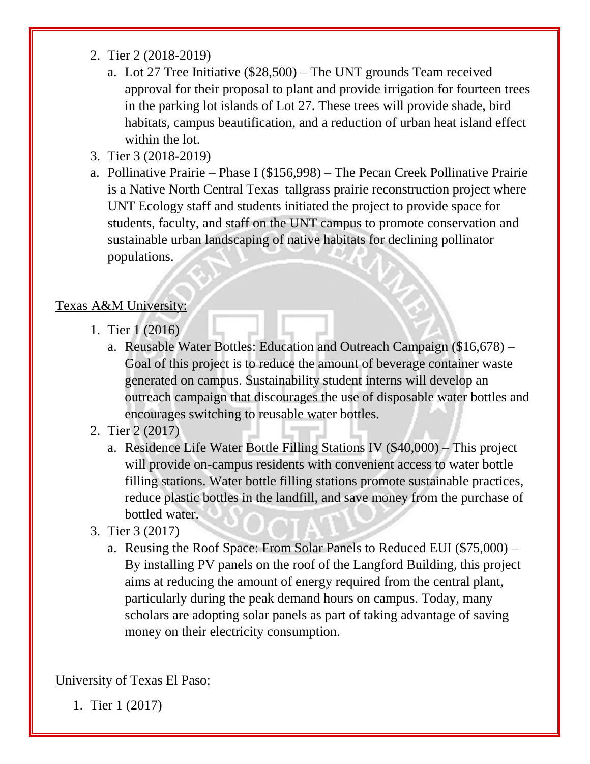2. Tier 2 (2018-2019)
   a. Lot 27 Tree Initiative ($28,500) – The UNT grounds Team received approval for their proposal to plant and provide irrigation for fourteen trees in the parking lot islands of Lot 27. These trees will provide shade, bird habitats, campus beautification, and a reduction of urban heat island effect within the lot.
3. Tier 3 (2018-2019)
   a. Pollinative Prairie – Phase I ($156,998) – The Pecan Creek Pollinative Prairie is a Native North Central Texas tallgrass prairie reconstruction project where UNT Ecology staff and students initiated the project to provide space for students, faculty, and staff on the UNT campus to promote conservation and sustainable urban landscaping of native habitats for declining pollinator populations.

<u>Texas A&M University:</u>

1. Tier 1 (2016)
   a. Reusable Water Bottles: Education and Outreach Campaign ($16,678) – Goal of this project is to reduce the amount of beverage container waste generated on campus. Sustainability student interns will develop an outreach campaign that discourages the use of disposable water bottles and encourages switching to reusable water bottles.
2. Tier 2 (2017)
   a. Residence Life Water Bottle Filling Stations IV ($40,000) – This project will provide on-campus residents with convenient access to water bottle filling stations. Water bottle filling stations promote sustainable practices, reduce plastic bottles in the landfill, and save money from the purchase of bottled water.
3. Tier 3 (2017)
   a. Reusing the Roof Space: From Solar Panels to Reduced EUI ($75,000) – By installing PV panels on the roof of the Langford Building, this project aims at reducing the amount of energy required from the central plant, particularly during the peak demand hours on campus. Today, many scholars are adopting solar panels as part of taking advantage of saving money on their electricity consumption.

<u>University of Texas El Paso:</u>

1. Tier 1 (2017)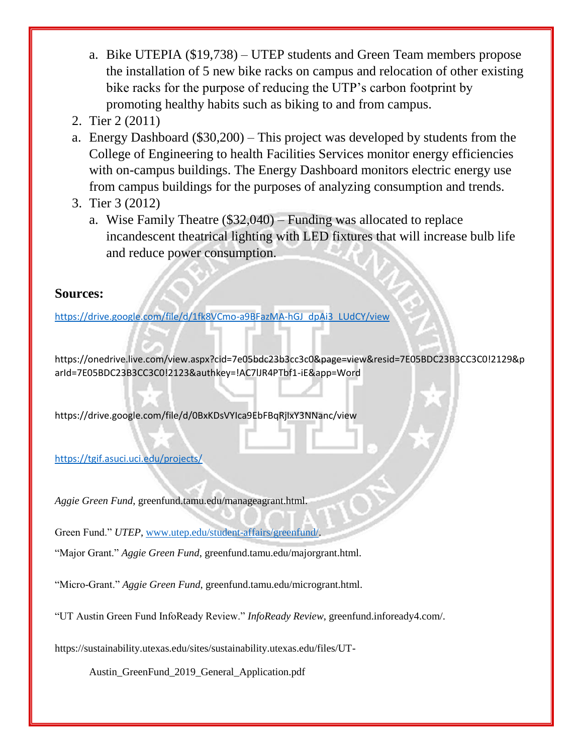a. Bike UTEPIA ($19,738) – UTEP students and Green Team members propose the installation of 5 new bike racks on campus and relocation of other existing bike racks for the purpose of reducing the UTP's carbon footprint by promoting healthy habits such as biking to and from campus.

2. Tier 2 (2011)

a. Energy Dashboard ($30,200) – This project was developed by students from the College of Engineering to health Facilities Services monitor energy efficiencies with on-campus buildings. The Energy Dashboard monitors electric energy use from campus buildings for the purposes of analyzing consumption and trends.

3. Tier 3 (2012)

a. Wise Family Theatre ($32,040) – Funding was allocated to replace incandescent theatrical lighting with LED fixtures that will increase bulb life and reduce power consumption.

## Sources:

https://drive.google.com/file/d/1fk8VCmo-a9BFazMA-hGJ_dpAi3_LUdCY/view

https://onedrive.live.com/view.aspx?cid=7e05bdc23b3cc3c0&page=view&resid=7E05BDC23B3CC3C0!2129&parId=7E05BDC23B3CC3C0!2123&authkey=!AC7lJR4PTbf1-iE&app=Word

https://drive.google.com/file/d/0BxKDsVYIca9EbFBqRjIxY3NNanc/view

https://tgif.asuci.uci.edu/projects/

*Aggie Green Fund*, greenfund.tamu.edu/manageagrant.html.

Green Fund." *UTEP*, www.utep.edu/student-affairs/greenfund/.

"Major Grant." *Aggie Green Fund*, greenfund.tamu.edu/majorgrant.html.

"Micro-Grant." *Aggie Green Fund*, greenfund.tamu.edu/microgrant.html.

"UT Austin Green Fund InfoReady Review." *InfoReady Review*, greenfund.infoready4.com/.

https://sustainability.utexas.edu/sites/sustainability.utexas.edu/files/UT-Austin_GreenFund_2019_General_Application.pdf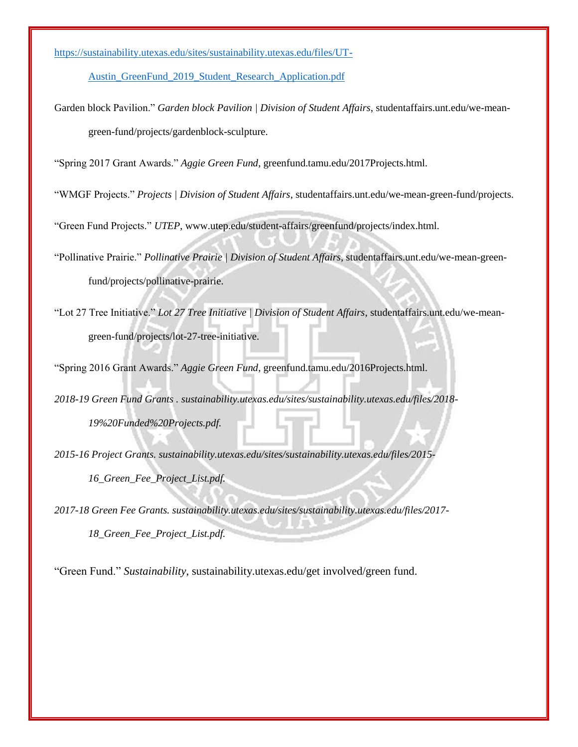https://sustainability.utexas.edu/sites/sustainability.utexas.edu/files/UT-Austin_GreenFund_2019_Student_Research_Application.pdf

Garden block Pavilion." *Garden block Pavilion | Division of Student Affairs*, studentaffairs.unt.edu/we-mean-green-fund/projects/gardenblock-sculpture.

"Spring 2017 Grant Awards." *Aggie Green Fund*, greenfund.tamu.edu/2017Projects.html.

"WMGF Projects." *Projects | Division of Student Affairs*, studentaffairs.unt.edu/we-mean-green-fund/projects.

"Green Fund Projects." *UTEP*, www.utep.edu/student-affairs/greenfund/projects/index.html.

"Pollinative Prairie." *Pollinative Prairie | Division of Student Affairs*, studentaffairs.unt.edu/we-mean-green-fund/projects/pollinative-prairie.

"Lot 27 Tree Initiative." *Lot 27 Tree Initiative | Division of Student Affairs*, studentaffairs.unt.edu/we-mean-green-fund/projects/lot-27-tree-initiative.

"Spring 2016 Grant Awards." *Aggie Green Fund*, greenfund.tamu.edu/2016Projects.html.

*2018-19 Green Fund Grants . sustainability.utexas.edu/sites/sustainability.utexas.edu/files/2018-19%20Funded%20Projects.pdf.*

*2015-16 Project Grants. sustainability.utexas.edu/sites/sustainability.utexas.edu/files/2015-16_Green_Fee_Project_List.pdf.*

*2017-18 Green Fee Grants. sustainability.utexas.edu/sites/sustainability.utexas.edu/files/2017-18_Green_Fee_Project_List.pdf.*

"Green Fund." *Sustainability*, sustainability.utexas.edu/get involved/green fund.